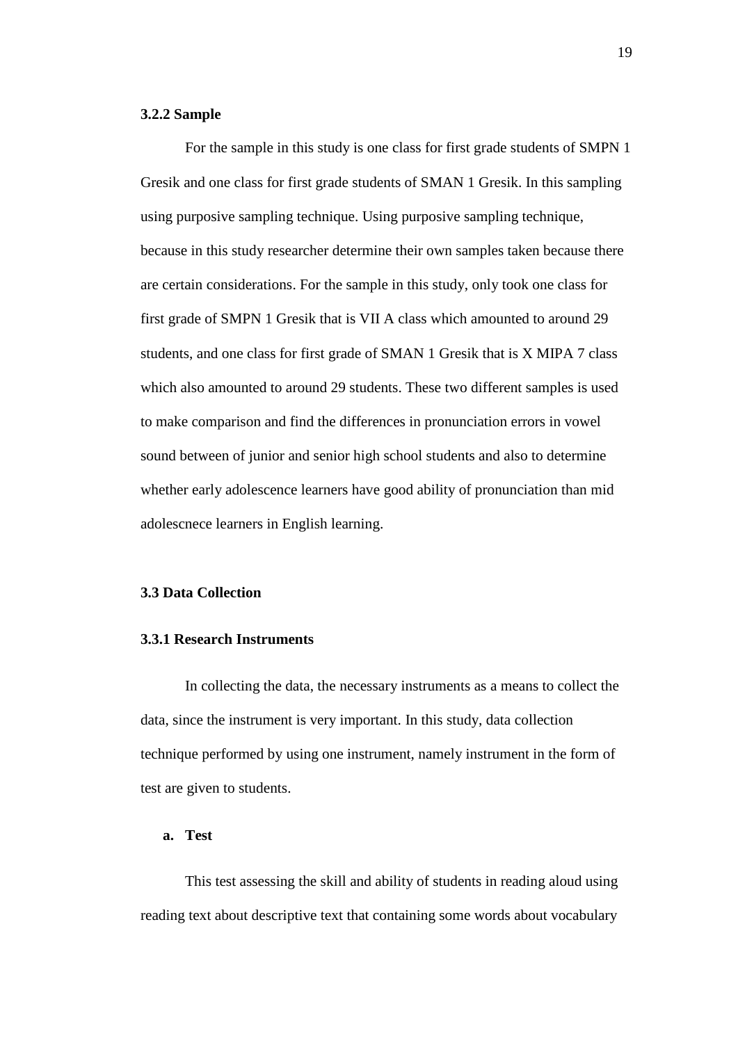### 3.2.2 Sample

For the sample in this study is one class for first grade students of SMPN 1 Gresik and one class for first grade students of SMAN 1 Gresik. In this sampling using purposive sampling technique. Using purposive sampling technique, because in this study researcher determine their own samples taken because there are certain considerations. For the sample in this study, only took one class for first grade of SMPN 1 Gresik that is VII A class which amounted to around 29 students, and one class for first grade of SMAN 1 Gresik that is X MIPA 7 class which also amounted to around 29 students. These two different samples is used to make comparison and find the differences in pronunciation errors in vowel sound between of junior and senior high school students and also to determine whether early adolescence learners have good ability of pronunciation than mid adolescnece learners in English learning.

## 3.3 Data Collection

### 3.3.1 Research Instruments

In collecting the data, the necessary instruments as a means to collect the data, since the instrument is very important. In this study, data collection technique performed by using one instrument, namely instrument in the form of test are given to students.

**a. Test**

This test assessing the skill and ability of students in reading aloud using reading text about descriptive text that containing some words about vocabulary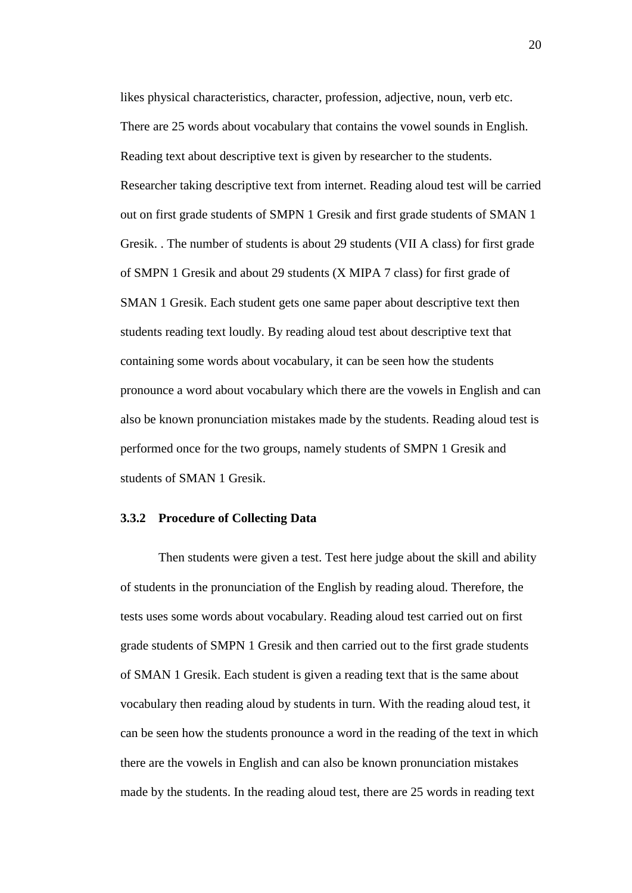likes physical characteristics, character, profession, adjective, noun, verb etc. There are 25 words about vocabulary that contains the vowel sounds in English. Reading text about descriptive text is given by researcher to the students. Researcher taking descriptive text from internet. Reading aloud test will be carried out on first grade students of SMPN 1 Gresik and first grade students of SMAN 1 Gresik. . The number of students is about 29 students (VII A class) for first grade of SMPN 1 Gresik and about 29 students (X MIPA 7 class) for first grade of SMAN 1 Gresik. Each student gets one same paper about descriptive text then students reading text loudly. By reading aloud test about descriptive text that containing some words about vocabulary, it can be seen how the students pronounce a word about vocabulary which there are the vowels in English and can also be known pronunciation mistakes made by the students. Reading aloud test is performed once for the two groups, namely students of SMPN 1 Gresik and students of SMAN 1 Gresik.

### 3.3.2 Procedure of Collecting Data

Then students were given a test. Test here judge about the skill and ability of students in the pronunciation of the English by reading aloud. Therefore, the tests uses some words about vocabulary. Reading aloud test carried out on first grade students of SMPN 1 Gresik and then carried out to the first grade students of SMAN 1 Gresik. Each student is given a reading text that is the same about vocabulary then reading aloud by students in turn. With the reading aloud test, it can be seen how the students pronounce a word in the reading of the text in which there are the vowels in English and can also be known pronunciation mistakes made by the students. In the reading aloud test, there are 25 words in reading text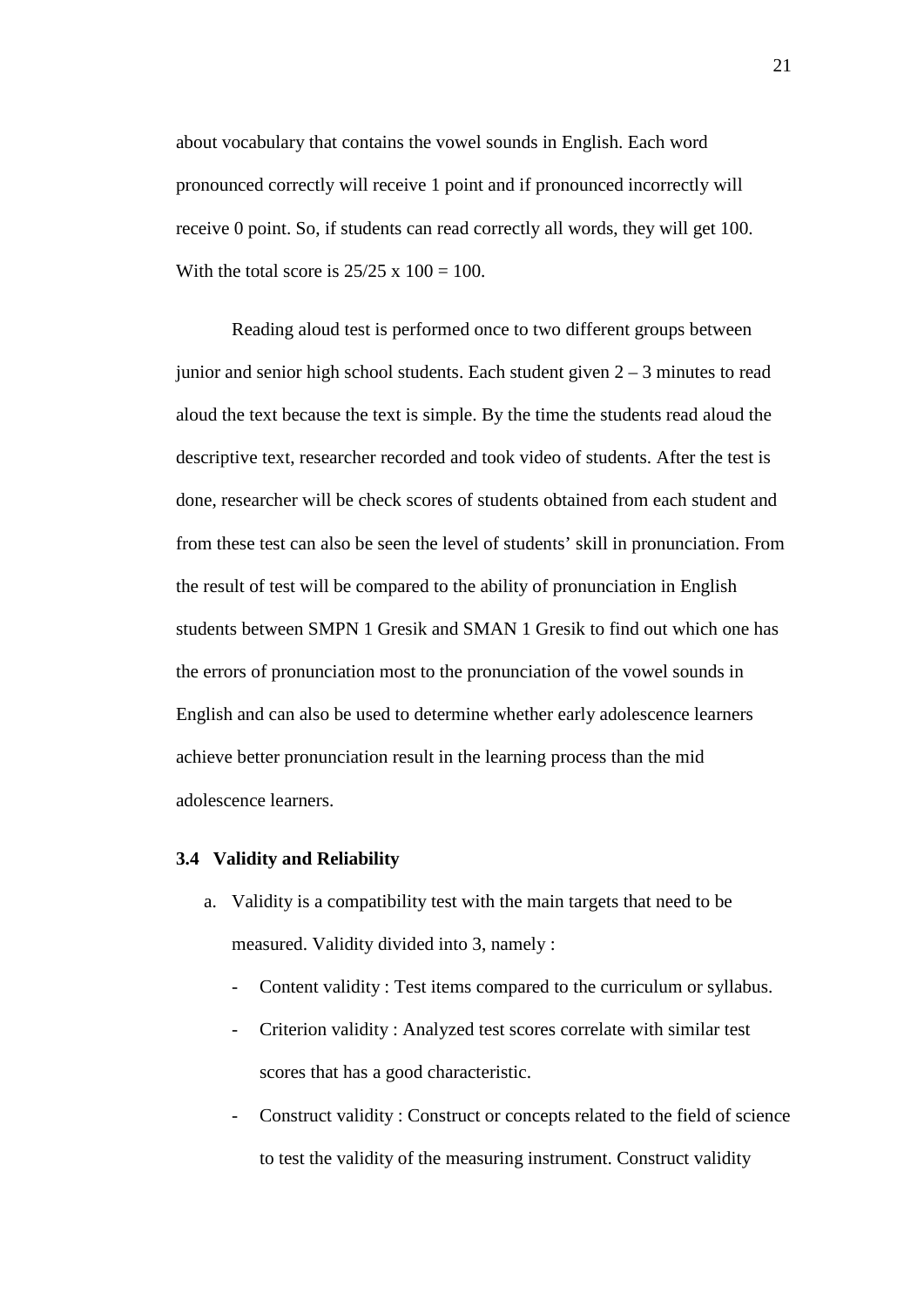about vocabulary that contains the vowel sounds in English. Each word pronounced correctly will receive 1 point and if pronounced incorrectly will receive 0 point. So, if students can read correctly all words, they will get 100. With the total score is $25/25 \times 100 = 100$.

Reading aloud test is performed once to two different groups between junior and senior high school students. Each student given 2 – 3 minutes to read aloud the text because the text is simple. By the time the students read aloud the descriptive text, researcher recorded and took video of students. After the test is done, researcher will be check scores of students obtained from each student and from these test can also be seen the level of students' skill in pronunciation. From the result of test will be compared to the ability of pronunciation in English students between SMPN 1 Gresik and SMAN 1 Gresik to find out which one has the errors of pronunciation most to the pronunciation of the vowel sounds in English and can also be used to determine whether early adolescence learners achieve better pronunciation result in the learning process than the mid adolescence learners.

### 3.4 Validity and Reliability

a. Validity is a compatibility test with the main targets that need to be measured. Validity divided into 3, namely :

   - Content validity : Test items compared to the curriculum or syllabus.
   - Criterion validity : Analyzed test scores correlate with similar test scores that has a good characteristic.
   - Construct validity : Construct or concepts related to the field of science to test the validity of the measuring instrument. Construct validity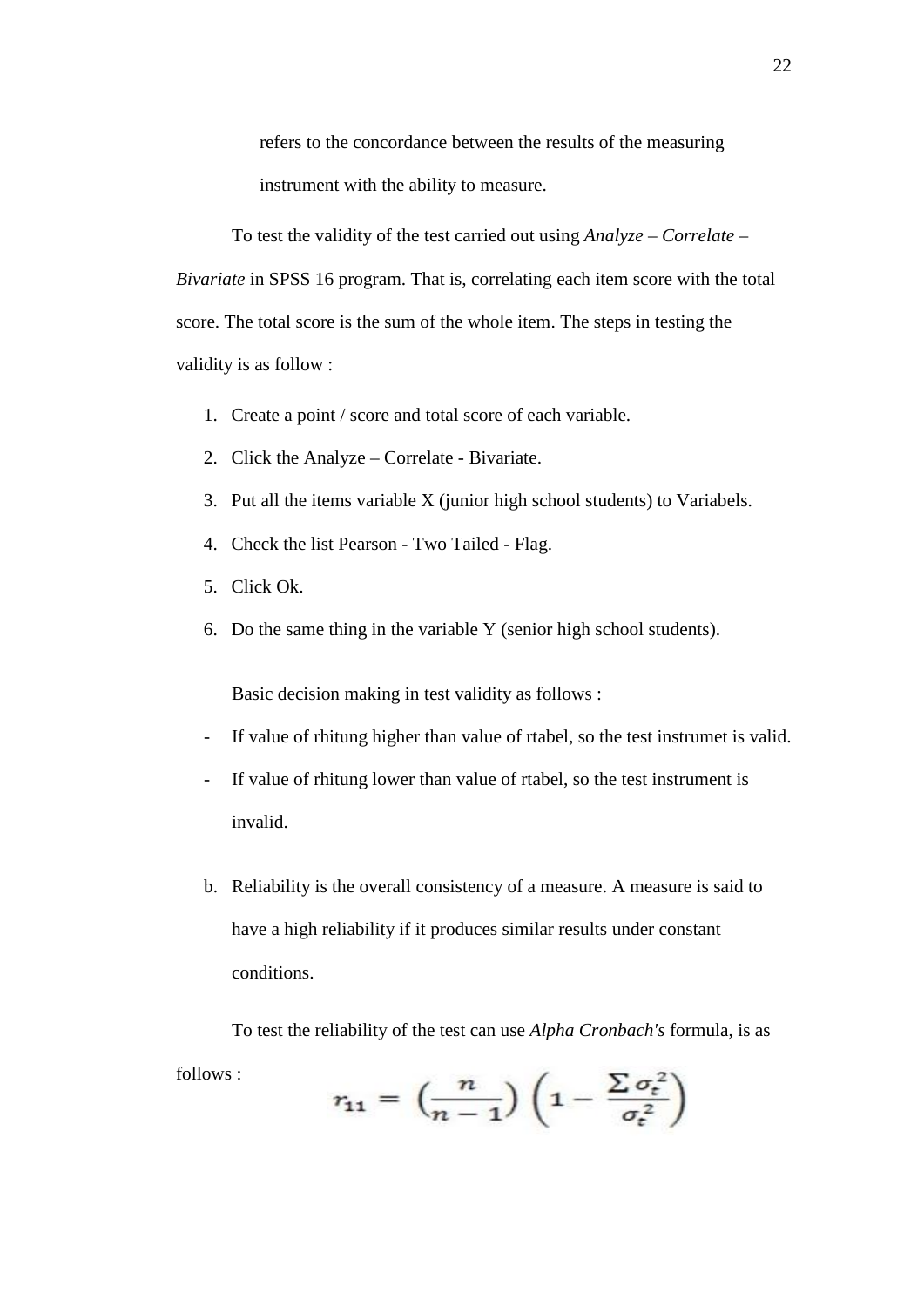refers to the concordance between the results of the measuring instrument with the ability to measure.

To test the validity of the test carried out using *Analyze – Correlate – Bivariate* in SPSS 16 program. That is, correlating each item score with the total score. The total score is the sum of the whole item. The steps in testing the validity is as follow :

1. Create a point / score and total score of each variable.
2. Click the Analyze – Correlate - Bivariate.
3. Put all the items variable X (junior high school students) to Variabels.
4. Check the list Pearson - Two Tailed - Flag.
5. Click Ok.
6. Do the same thing in the variable Y (senior high school students).

Basic decision making in test validity as follows :

- If value of rhitung higher than value of rtabel, so the test instrumet is valid.
- If value of rhitung lower than value of rtabel, so the test instrument is invalid.

b. Reliability is the overall consistency of a measure. A measure is said to have a high reliability if it produces similar results under constant conditions.

To test the reliability of the test can use *Alpha Cronbach's* formula, is as follows :

$$r_{11} = \left(\frac{n}{n-1}\right)\left(1 - \frac{\sum \sigma_t^2}{\sigma_t^2}\right)$$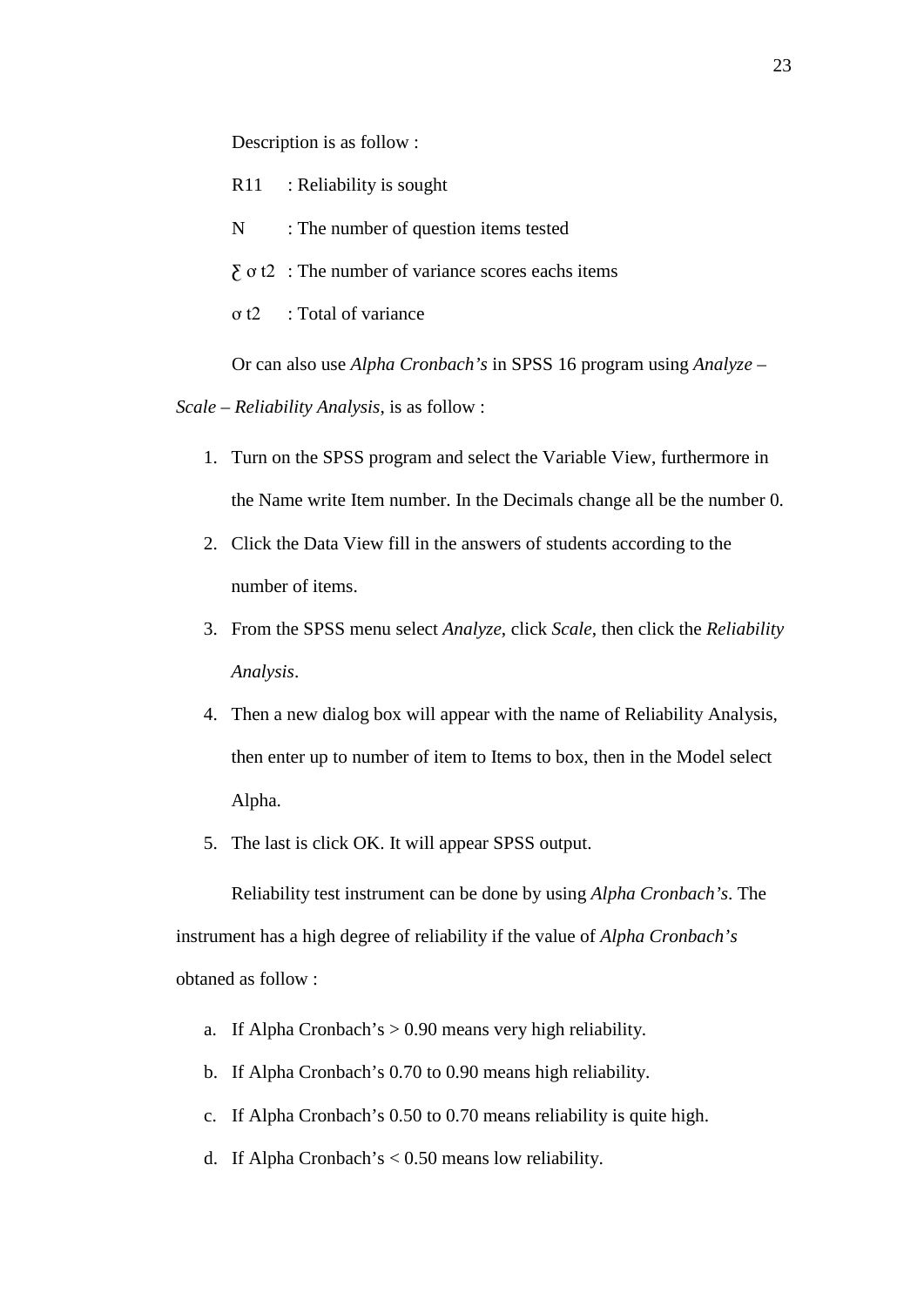Description is as follow :

R11 : Reliability is sought

N : The number of question items tested

$\Sigma \sigma t2$ : The number of variance scores eachs items

$\sigma t2$ : Total of variance

Or can also use *Alpha Cronbach's* in SPSS 16 program using *Analyze – Scale – Reliability Analysis*, is as follow :

1. Turn on the SPSS program and select the Variable View, furthermore in the Name write Item number. In the Decimals change all be the number 0.
2. Click the Data View fill in the answers of students according to the number of items.
3. From the SPSS menu select *Analyze*, click *Scale*, then click the *Reliability Analysis*.
4. Then a new dialog box will appear with the name of Reliability Analysis, then enter up to number of item to Items to box, then in the Model select Alpha.
5. The last is click OK. It will appear SPSS output.

Reliability test instrument can be done by using *Alpha Cronbach's*. The instrument has a high degree of reliability if the value of *Alpha Cronbach's* obtaned as follow :

a. If Alpha Cronbach's > 0.90 means very high reliability.
b. If Alpha Cronbach's 0.70 to 0.90 means high reliability.
c. If Alpha Cronbach's 0.50 to 0.70 means reliability is quite high.
d. If Alpha Cronbach's < 0.50 means low reliability.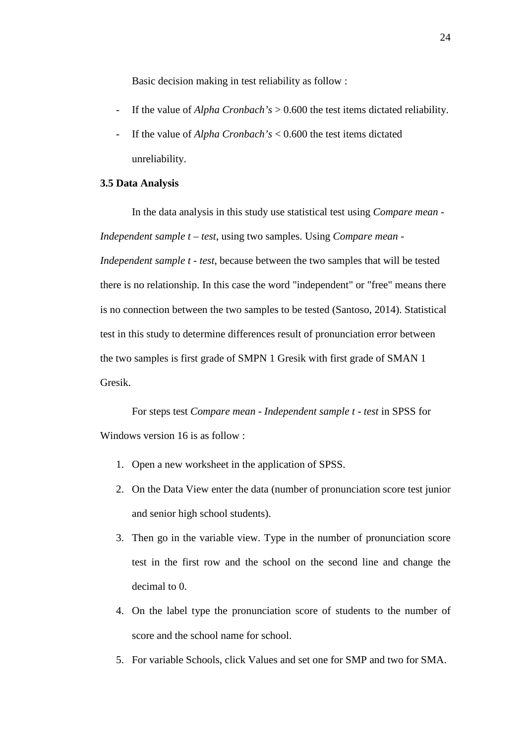Basic decision making in test reliability as follow :

- If the value of *Alpha Cronbach's* > 0.600 the test items dictated reliability.
- If the value of *Alpha Cronbach's* < 0.600 the test items dictated unreliability.

**3.5 Data Analysis**

In the data analysis in this study use statistical test using *Compare mean - Independent sample t – test*, using two samples. Using *Compare mean - Independent sample t - test*, because between the two samples that will be tested there is no relationship. In this case the word "independent" or "free" means there is no connection between the two samples to be tested (Santoso, 2014). Statistical test in this study to determine differences result of pronunciation error between the two samples is first grade of SMPN 1 Gresik with first grade of SMAN 1 Gresik.

For steps test *Compare mean - Independent sample t - test* in SPSS for Windows version 16 is as follow :

1. Open a new worksheet in the application of SPSS.
2. On the Data View enter the data (number of pronunciation score test junior and senior high school students).
3. Then go in the variable view. Type in the number of pronunciation score test in the first row and the school on the second line and change the decimal to 0.
4. On the label type the pronunciation score of students to the number of score and the school name for school.
5. For variable Schools, click Values and set one for SMP and two for SMA.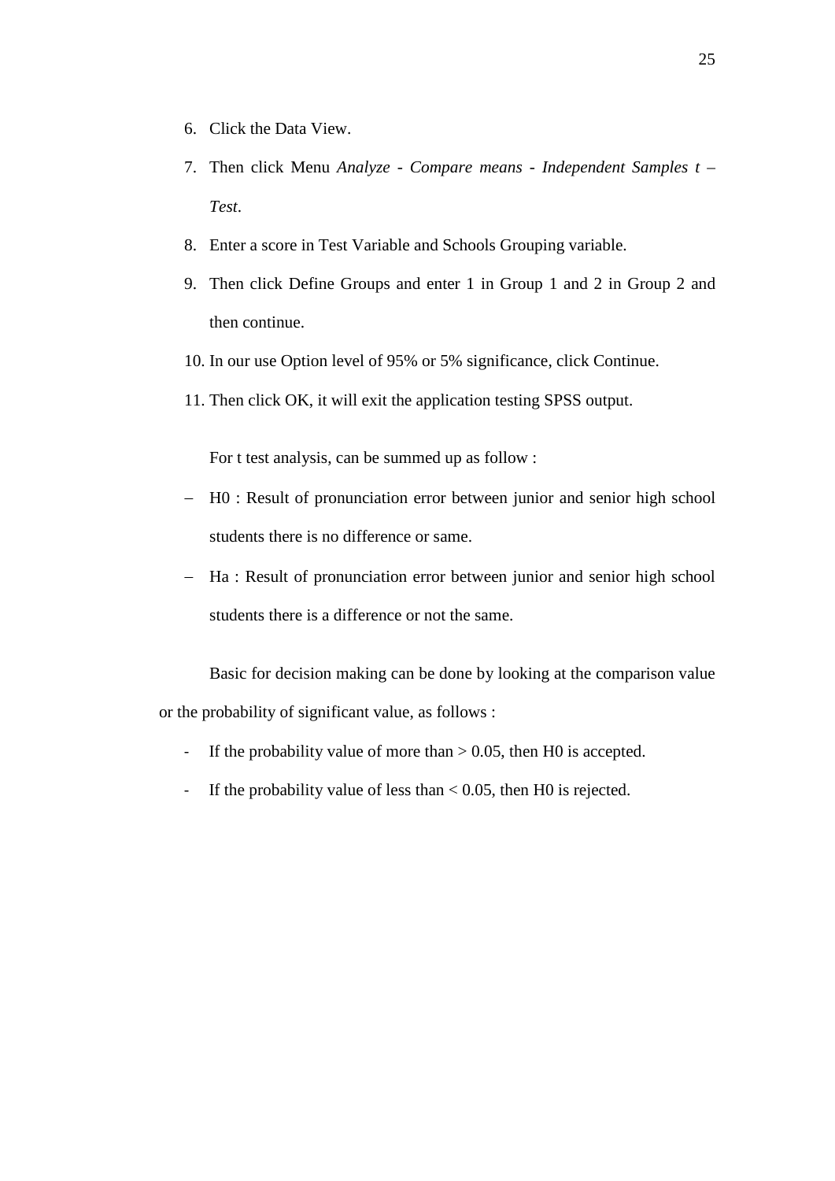6. Click the Data View.
7. Then click Menu *Analyze - Compare means - Independent Samples t – Test*.
8. Enter a score in Test Variable and Schools Grouping variable.
9. Then click Define Groups and enter 1 in Group 1 and 2 in Group 2 and then continue.
10. In our use Option level of 95% or 5% significance, click Continue.
11. Then click OK, it will exit the application testing SPSS output.

For t test analysis, can be summed up as follow :

– H0 : Result of pronunciation error between junior and senior high school students there is no difference or same.

– Ha : Result of pronunciation error between junior and senior high school students there is a difference or not the same.

Basic for decision making can be done by looking at the comparison value or the probability of significant value, as follows :

- If the probability value of more than $> 0.05$, then H0 is accepted.
- If the probability value of less than $< 0.05$, then H0 is rejected.